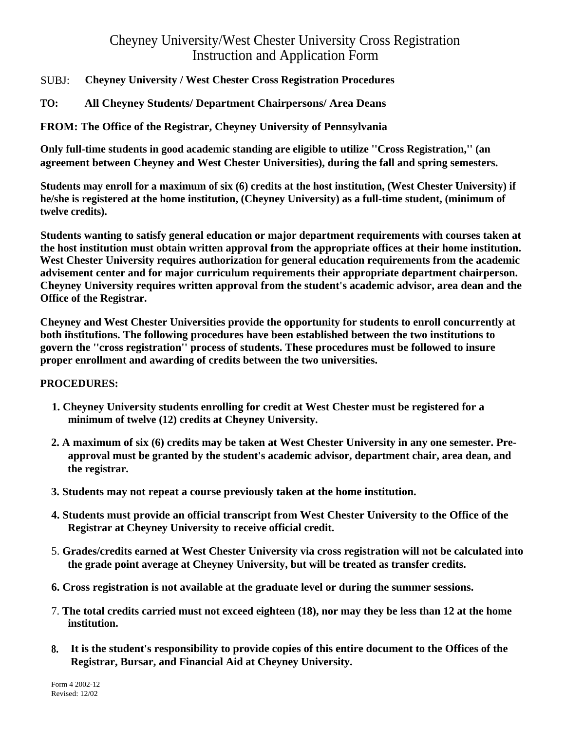# Cheyney University/West Chester University Cross Registration Instruction and Application Form

SUBJ: **Cheyney University / West Chester Cross Registration Procedures**

**TO: All Cheyney Students/ Department Chairpersons/ Area Deans**

**FROM: The Office of the Registrar, Cheyney University of Pennsylvania**

**Only full-time students in good academic standing are eligible to utilize "Cross Registration," (an agreement between Cheyney and West Chester Universities), during the fall and spring semesters.**

**Students may enroll for a maximum of six (6) credits at the host institution, (West Chester University) if he/she is registered at the home institution, (Cheyney University) as a full-time student, (minimum of twelve credits).**

**Students wanting to satisfy general education or major department requirements with courses taken at the host institution must obtain written approval from the appropriate offices at their home institution. West Chester University requires authorization for general education requirements from the academic advisement center and for major curriculum requirements their appropriate department chairperson. Cheyney University requires written approval from the student's academic advisor, area dean and the Office of the Registrar.**

**Cheyney and West Chester Universities provide the opportunity for students to enroll concurrently at both institutions. The following procedures have been established between the two institutions to govern the "cross registration" process of students. These procedures must be followed to insure proper enrollment and awarding of credits between the two universities.**

**PROCEDURES:**

1. **Cheyney University students enrolling for credit at West Chester must be registered for a minimum of twelve (12) credits at Cheyney University.**
2. **A maximum of six (6) credits may be taken at West Chester University in any one semester. Pre-approval must be granted by the student's academic advisor, department chair, area dean, and the registrar.**
3. **Students may not repeat a course previously taken at the home institution.**
4. **Students must provide an official transcript from West Chester University to the Office of the Registrar at Cheyney University to receive official credit.**
5. **Grades/credits earned at West Chester University via cross registration will not be calculated into the grade point average at Cheyney University, but will be treated as transfer credits.**
6. **Cross registration is not available at the graduate level or during the summer sessions.**
7. **The total credits carried must not exceed eighteen (18), nor may they be less than 12 at the home institution.**
8. **It is the student's responsibility to provide copies of this entire document to the Offices of the Registrar, Bursar, and Financial Aid at Cheyney University.**

Form 4 2002-12
Revised: 12/02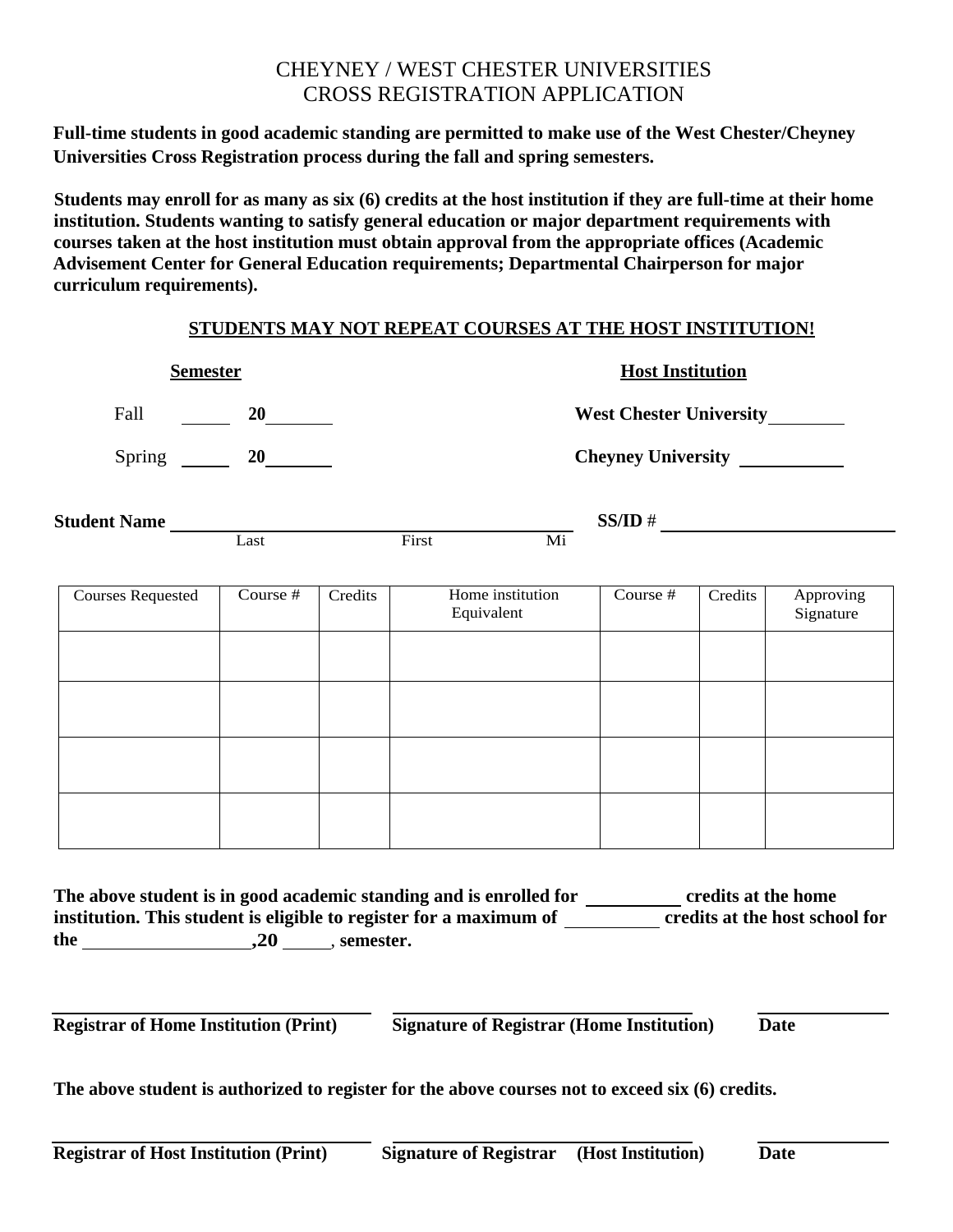# CHEYNEY / WEST CHESTER UNIVERSITIES
# CROSS REGISTRATION APPLICATION

**Full-time students in good academic standing are permitted to make use of the West Chester/Cheyney Universities Cross Registration process during the fall and spring semesters.**

**Students may enroll for as many as six (6) credits at the host institution if they are full-time at their home institution. Students wanting to satisfy general education or major department requirements with courses taken at the host institution must obtain approval from the appropriate offices (Academic Advisement Center for General Education requirements; Departmental Chairperson for major curriculum requirements).**

**STUDENTS MAY NOT REPEAT COURSES AT THE HOST INSTITUTION!**

| **Semester** | | **Host Institution** |
|---|---|---|
| Fall ______ | **20**______ | **West Chester University** ________ |
| Spring ______ | **20**______ | **Cheyney University** ________ |

**Student Name** ______________________________________ **SS/ID** # ______________________

Last First Mi

| Courses Requested | Course # | Credits | Home institution Equivalent | Course # | Credits | Approving Signature |
|---|---|---|---|---|---|---|
| | | | | | | |
| | | | | | | |
| | | | | | | |
| | | | | | | |

**The above student is in good academic standing and is enrolled for** __________ **credits at the home institution. This student is eligible to register for a maximum of** __________ **credits at the host school for the** ________________**,20** _____, **semester.**

______________________________ ______________________________ ____________

**Registrar of Home Institution (Print)** **Signature of Registrar (Home Institution)** **Date**

**The above student is authorized to register for the above courses not to exceed six (6) credits.**

______________________________ ______________________________ ____________

**Registrar of Host Institution (Print)** **Signature of Registrar (Host Institution)** **Date**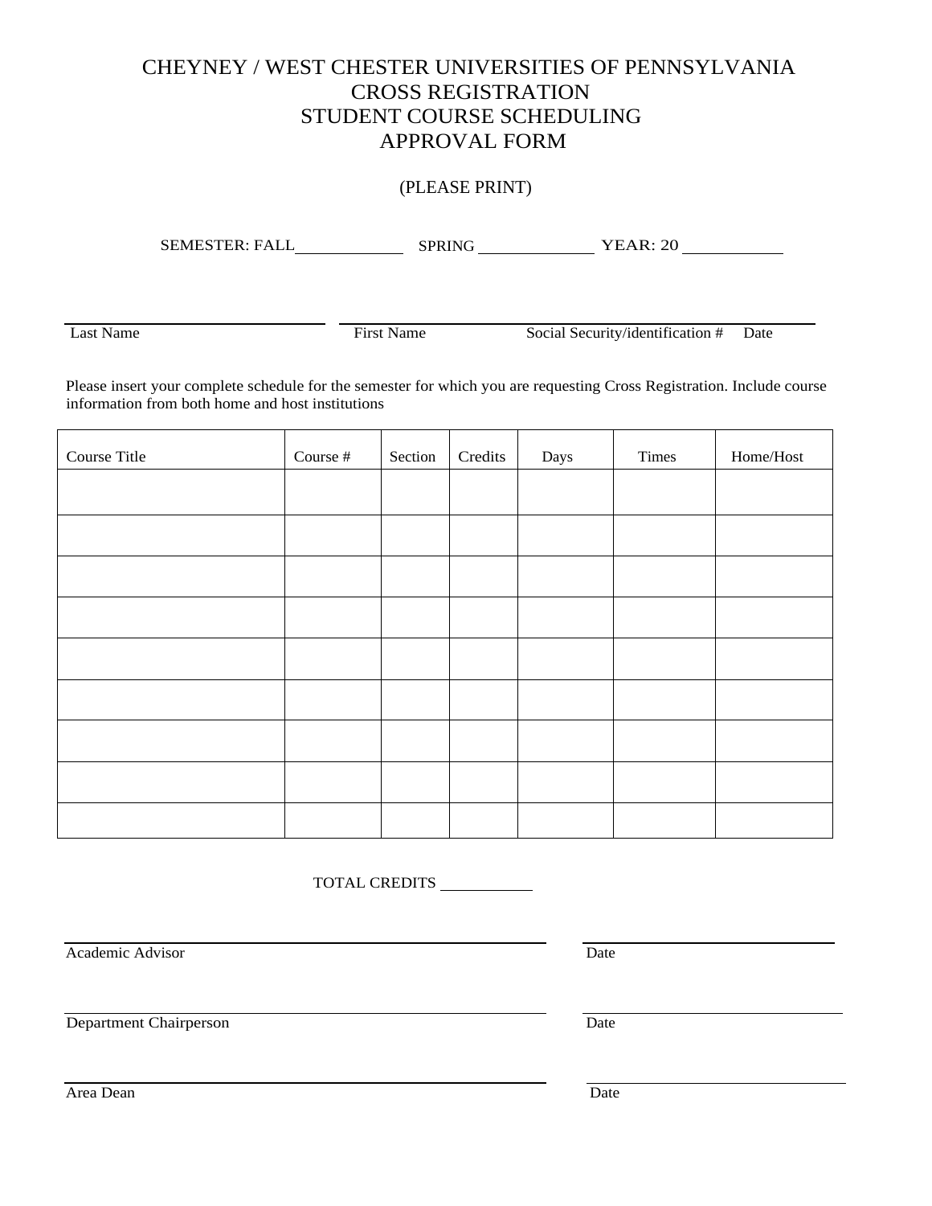# CHEYNEY / WEST CHESTER UNIVERSITIES OF PENNSYLVANIA
# CROSS REGISTRATION
# STUDENT COURSE SCHEDULING
# APPROVAL FORM

(PLEASE PRINT)

SEMESTER: FALL____________ SPRING ____________ YEAR: 20 ___________

Last Name ____________________ First Name ____________________ Social Security/identification # ____________________ Date ____________

Please insert your complete schedule for the semester for which you are requesting Cross Registration. Include course information from both home and host institutions

| Course Title | Course # | Section | Credits | Days | Times | Home/Host |
|---|---|---|---|---|---|---|
| | | | | | | |
| | | | | | | |
| | | | | | | |
| | | | | | | |
| | | | | | | |
| | | | | | | |
| | | | | | | |
| | | | | | | |
| | | | | | | |

TOTAL CREDITS ___________

Academic Advisor ______________________________ Date ____________

Department Chairperson ______________________________ Date ____________

Area Dean ______________________________ Date ____________